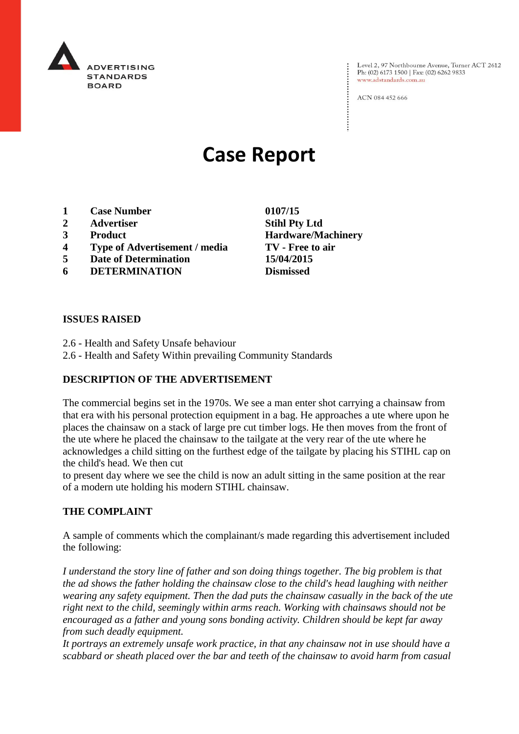ADVERTISING STANDARDS BOARD

Level 2, 97 Northbourne Avenue, Turner ACT 2612
Ph: (02) 6173 1500 | Fax: (02) 6262 9833
www.adstandards.com.au

ACN 084 452 666

# Case Report

| | | |
|---|---|---|
| **1** | **Case Number** | **0107/15** |
| **2** | **Advertiser** | **Stihl Pty Ltd** |
| **3** | **Product** | **Hardware/Machinery** |
| **4** | **Type of Advertisement / media** | **TV - Free to air** |
| **5** | **Date of Determination** | **15/04/2015** |
| **6** | **DETERMINATION** | **Dismissed** |

### ISSUES RAISED

2.6 - Health and Safety Unsafe behaviour
2.6 - Health and Safety Within prevailing Community Standards

### DESCRIPTION OF THE ADVERTISEMENT

The commercial begins set in the 1970s. We see a man enter shot carrying a chainsaw from that era with his personal protection equipment in a bag. He approaches a ute where upon he places the chainsaw on a stack of large pre cut timber logs. He then moves from the front of the ute where he placed the chainsaw to the tailgate at the very rear of the ute where he acknowledges a child sitting on the furthest edge of the tailgate by placing his STIHL cap on the child's head. We then cut to present day where we see the child is now an adult sitting in the same position at the rear of a modern ute holding his modern STIHL chainsaw.

### THE COMPLAINT

A sample of comments which the complainant/s made regarding this advertisement included the following:

*I understand the story line of father and son doing things together. The big problem is that the ad shows the father holding the chainsaw close to the child's head laughing with neither wearing any safety equipment. Then the dad puts the chainsaw casually in the back of the ute right next to the child, seemingly within arms reach. Working with chainsaws should not be encouraged as a father and young sons bonding activity. Children should be kept far away from such deadly equipment.*

*It portrays an extremely unsafe work practice, in that any chainsaw not in use should have a scabbard or sheath placed over the bar and teeth of the chainsaw to avoid harm from casual*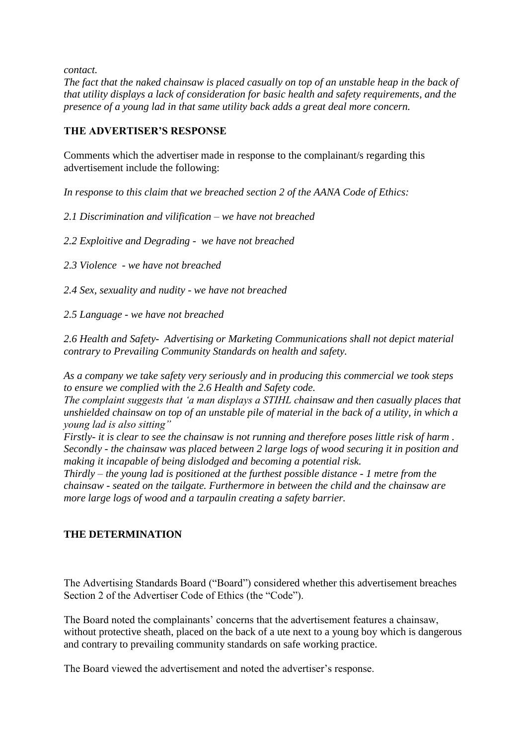*contact.*

*The fact that the naked chainsaw is placed casually on top of an unstable heap in the back of that utility displays a lack of consideration for basic health and safety requirements, and the presence of a young lad in that same utility back adds a great deal more concern.*

**THE ADVERTISER'S RESPONSE**

Comments which the advertiser made in response to the complainant/s regarding this advertisement include the following:

*In response to this claim that we breached section 2 of the AANA Code of Ethics:*

*2.1 Discrimination and vilification – we have not breached*

*2.2 Exploitive and Degrading - we have not breached*

*2.3 Violence - we have not breached*

*2.4 Sex, sexuality and nudity - we have not breached*

*2.5 Language - we have not breached*

*2.6 Health and Safety- Advertising or Marketing Communications shall not depict material contrary to Prevailing Community Standards on health and safety.*

*As a company we take safety very seriously and in producing this commercial we took steps to ensure we complied with the 2.6 Health and Safety code.*

*The complaint suggests that 'a man displays a STIHL chainsaw and then casually places that unshielded chainsaw on top of an unstable pile of material in the back of a utility, in which a young lad is also sitting"*

*Firstly- it is clear to see the chainsaw is not running and therefore poses little risk of harm . Secondly - the chainsaw was placed between 2 large logs of wood securing it in position and making it incapable of being dislodged and becoming a potential risk.*

*Thirdly – the young lad is positioned at the furthest possible distance - 1 metre from the chainsaw - seated on the tailgate. Furthermore in between the child and the chainsaw are more large logs of wood and a tarpaulin creating a safety barrier.*

**THE DETERMINATION**

The Advertising Standards Board ("Board") considered whether this advertisement breaches Section 2 of the Advertiser Code of Ethics (the "Code").

The Board noted the complainants' concerns that the advertisement features a chainsaw, without protective sheath, placed on the back of a ute next to a young boy which is dangerous and contrary to prevailing community standards on safe working practice.

The Board viewed the advertisement and noted the advertiser's response.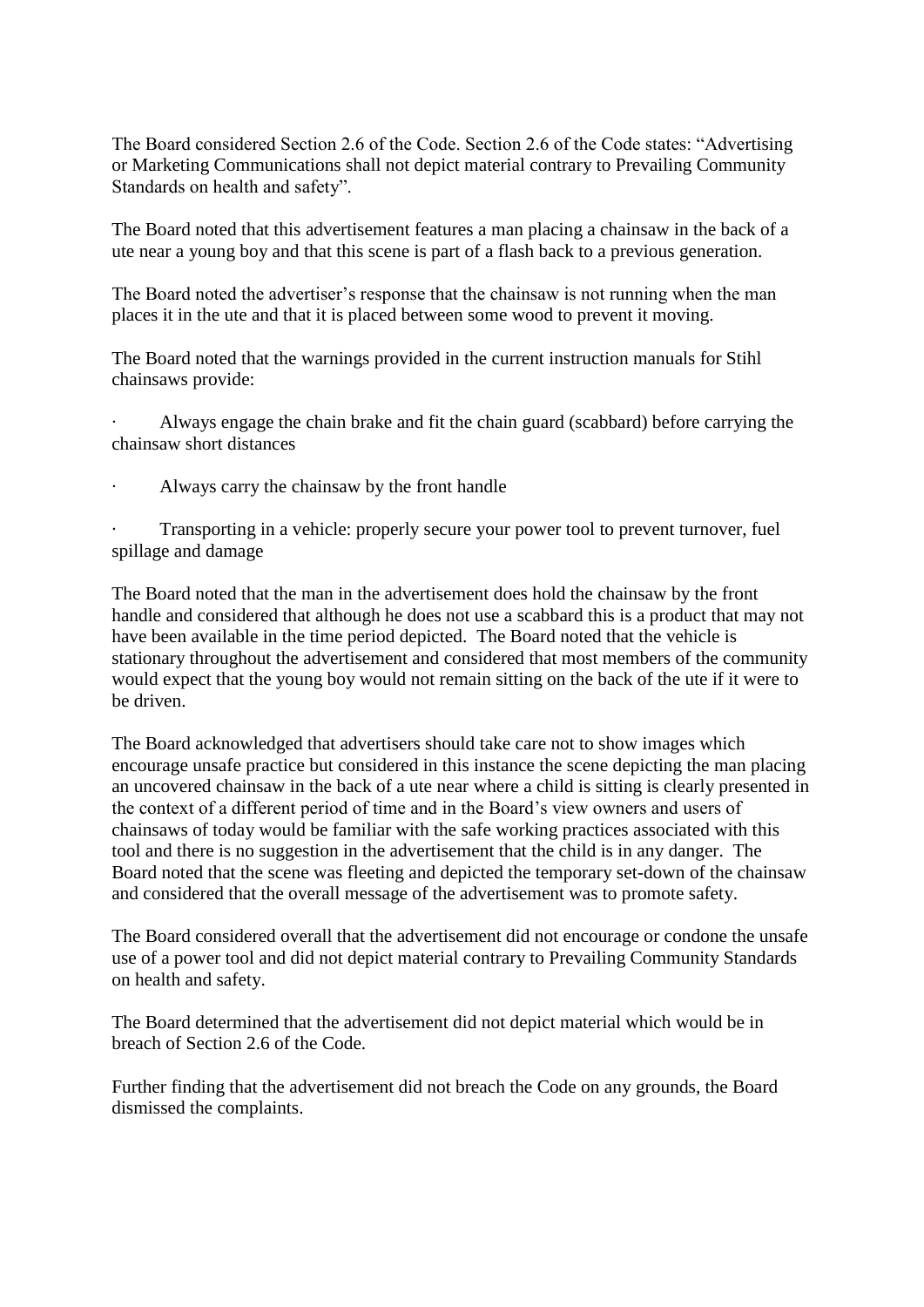The Board considered Section 2.6 of the Code. Section 2.6 of the Code states: "Advertising or Marketing Communications shall not depict material contrary to Prevailing Community Standards on health and safety".

The Board noted that this advertisement features a man placing a chainsaw in the back of a ute near a young boy and that this scene is part of a flash back to a previous generation.

The Board noted the advertiser's response that the chainsaw is not running when the man places it in the ute and that it is placed between some wood to prevent it moving.

The Board noted that the warnings provided in the current instruction manuals for Stihl chainsaws provide:

- Always engage the chain brake and fit the chain guard (scabbard) before carrying the chainsaw short distances
- Always carry the chainsaw by the front handle
- Transporting in a vehicle: properly secure your power tool to prevent turnover, fuel spillage and damage

The Board noted that the man in the advertisement does hold the chainsaw by the front handle and considered that although he does not use a scabbard this is a product that may not have been available in the time period depicted. The Board noted that the vehicle is stationary throughout the advertisement and considered that most members of the community would expect that the young boy would not remain sitting on the back of the ute if it were to be driven.

The Board acknowledged that advertisers should take care not to show images which encourage unsafe practice but considered in this instance the scene depicting the man placing an uncovered chainsaw in the back of a ute near where a child is sitting is clearly presented in the context of a different period of time and in the Board's view owners and users of chainsaws of today would be familiar with the safe working practices associated with this tool and there is no suggestion in the advertisement that the child is in any danger. The Board noted that the scene was fleeting and depicted the temporary set-down of the chainsaw and considered that the overall message of the advertisement was to promote safety.

The Board considered overall that the advertisement did not encourage or condone the unsafe use of a power tool and did not depict material contrary to Prevailing Community Standards on health and safety.

The Board determined that the advertisement did not depict material which would be in breach of Section 2.6 of the Code.

Further finding that the advertisement did not breach the Code on any grounds, the Board dismissed the complaints.